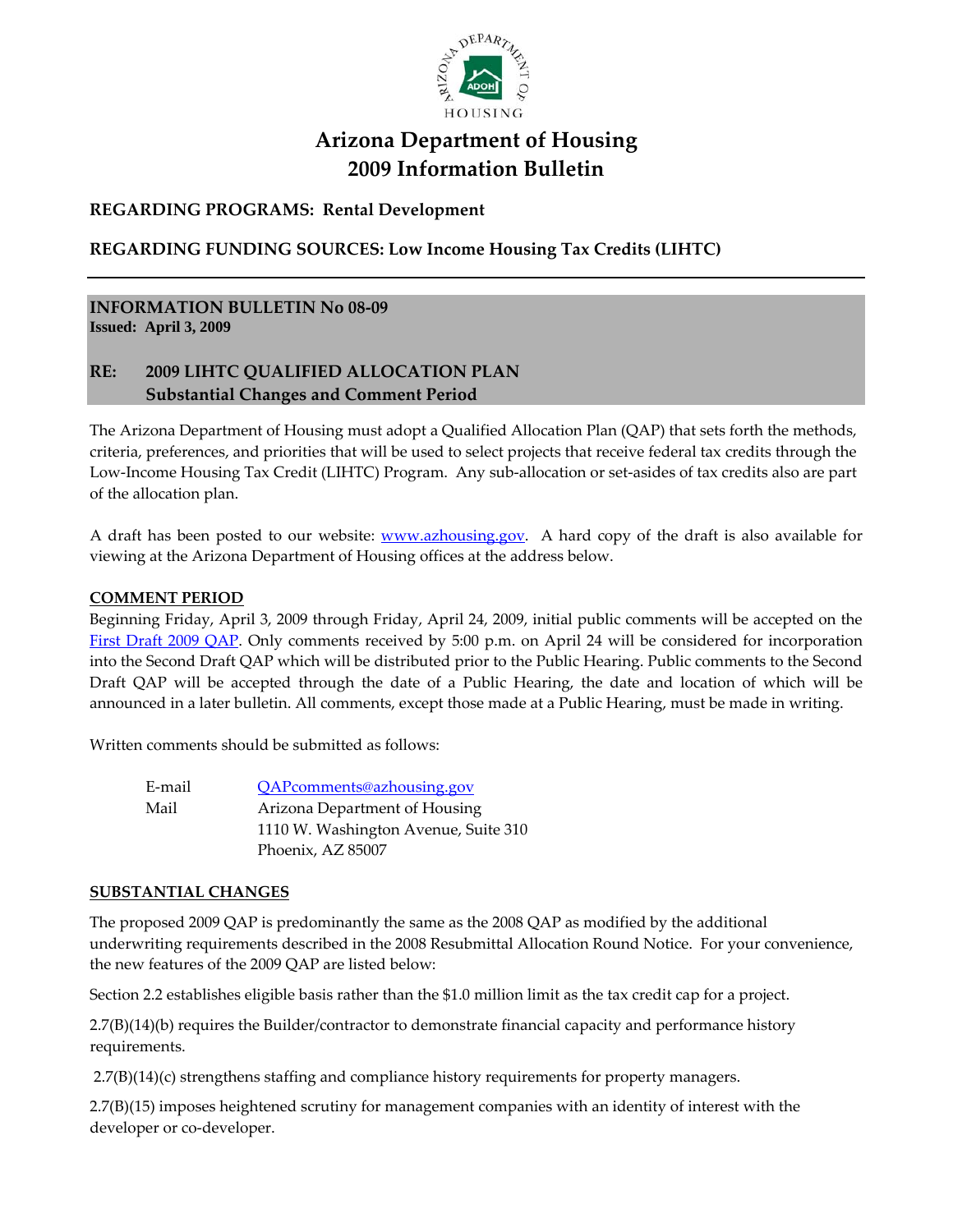# Arizona Department of Housing
# 2009 Information Bulletin

**REGARDING PROGRAMS: Rental Development**

**REGARDING FUNDING SOURCES: Low Income Housing Tax Credits (LIHTC)**

---

**INFORMATION BULLETIN No 08-09**
**Issued: April 3, 2009**

**RE: 2009 LIHTC QUALIFIED ALLOCATION PLAN**
**Substantial Changes and Comment Period**

The Arizona Department of Housing must adopt a Qualified Allocation Plan (QAP) that sets forth the methods, criteria, preferences, and priorities that will be used to select projects that receive federal tax credits through the Low-Income Housing Tax Credit (LIHTC) Program. Any sub-allocation or set-asides of tax credits also are part of the allocation plan.

A draft has been posted to our website: www.azhousing.gov. A hard copy of the draft is also available for viewing at the Arizona Department of Housing offices at the address below.

**COMMENT PERIOD**

Beginning Friday, April 3, 2009 through Friday, April 24, 2009, initial public comments will be accepted on the First Draft 2009 QAP. Only comments received by 5:00 p.m. on April 24 will be considered for incorporation into the Second Draft QAP which will be distributed prior to the Public Hearing. Public comments to the Second Draft QAP will be accepted through the date of a Public Hearing, the date and location of which will be announced in a later bulletin. All comments, except those made at a Public Hearing, must be made in writing.

Written comments should be submitted as follows:

| | |
|---|---|
| E-mail | QAPcomments@azhousing.gov |
| Mail | Arizona Department of Housing<br>1110 W. Washington Avenue, Suite 310<br>Phoenix, AZ 85007 |

**SUBSTANTIAL CHANGES**

The proposed 2009 QAP is predominantly the same as the 2008 QAP as modified by the additional underwriting requirements described in the 2008 Resubmittal Allocation Round Notice. For your convenience, the new features of the 2009 QAP are listed below:

Section 2.2 establishes eligible basis rather than the $1.0 million limit as the tax credit cap for a project.

2.7(B)(14)(b) requires the Builder/contractor to demonstrate financial capacity and performance history requirements.

2.7(B)(14)(c) strengthens staffing and compliance history requirements for property managers.

2.7(B)(15) imposes heightened scrutiny for management companies with an identity of interest with the developer or co-developer.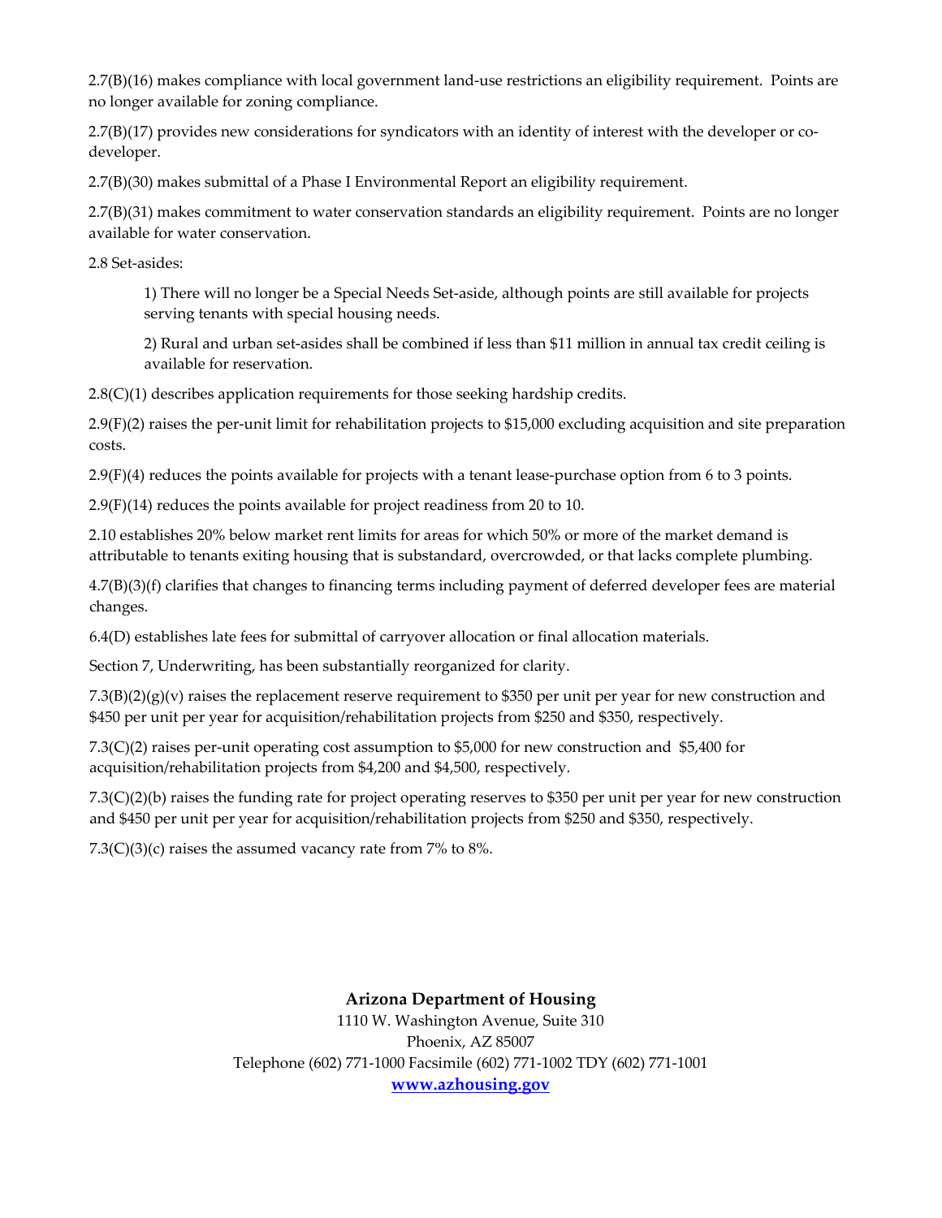2.7(B)(16) makes compliance with local government land-use restrictions an eligibility requirement. Points are no longer available for zoning compliance.

2.7(B)(17) provides new considerations for syndicators with an identity of interest with the developer or co-developer.

2.7(B)(30) makes submittal of a Phase I Environmental Report an eligibility requirement.

2.7(B)(31) makes commitment to water conservation standards an eligibility requirement. Points are no longer available for water conservation.

2.8 Set-asides:

> 1) There will no longer be a Special Needs Set-aside, although points are still available for projects serving tenants with special housing needs.
>
> 2) Rural and urban set-asides shall be combined if less than $11 million in annual tax credit ceiling is available for reservation.

2.8(C)(1) describes application requirements for those seeking hardship credits.

2.9(F)(2) raises the per-unit limit for rehabilitation projects to $15,000 excluding acquisition and site preparation costs.

2.9(F)(4) reduces the points available for projects with a tenant lease-purchase option from 6 to 3 points.

2.9(F)(14) reduces the points available for project readiness from 20 to 10.

2.10 establishes 20% below market rent limits for areas for which 50% or more of the market demand is attributable to tenants exiting housing that is substandard, overcrowded, or that lacks complete plumbing.

4.7(B)(3)(f) clarifies that changes to financing terms including payment of deferred developer fees are material changes.

6.4(D) establishes late fees for submittal of carryover allocation or final allocation materials.

Section 7, Underwriting, has been substantially reorganized for clarity.

7.3(B)(2)(g)(v) raises the replacement reserve requirement to $350 per unit per year for new construction and $450 per unit per year for acquisition/rehabilitation projects from $250 and $350, respectively.

7.3(C)(2) raises per-unit operating cost assumption to $5,000 for new construction and $5,400 for acquisition/rehabilitation projects from $4,200 and $4,500, respectively.

7.3(C)(2)(b) raises the funding rate for project operating reserves to $350 per unit per year for new construction and $450 per unit per year for acquisition/rehabilitation projects from $250 and $350, respectively.

7.3(C)(3)(c) raises the assumed vacancy rate from 7% to 8%.

**Arizona Department of Housing**
1110 W. Washington Avenue, Suite 310
Phoenix, AZ 85007
Telephone (602) 771-1000 Facsimile (602) 771-1002 TDY (602) 771-1001
**www.azhousing.gov**